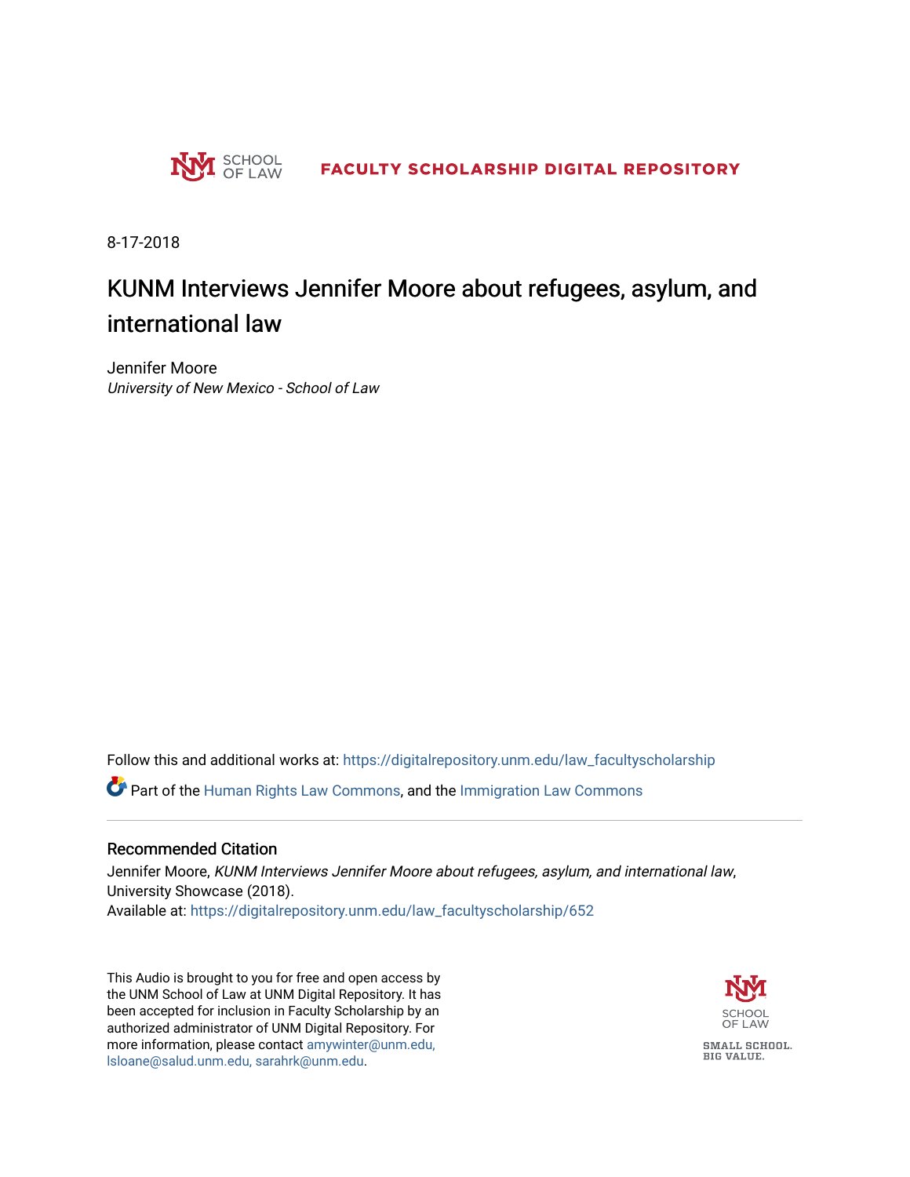SCHOOL OF LAW

**FACULTY SCHOLARSHIP DIGITAL REPOSITORY**

8-17-2018

# KUNM Interviews Jennifer Moore about refugees, asylum, and international law

Jennifer Moore
*University of New Mexico - School of Law*

Follow this and additional works at: https://digitalrepository.unm.edu/law_facultyscholarship

Part of the Human Rights Law Commons, and the Immigration Law Commons

## Recommended Citation

Jennifer Moore, *KUNM Interviews Jennifer Moore about refugees, asylum, and international law*, University Showcase (2018).
Available at: https://digitalrepository.unm.edu/law_facultyscholarship/652

This Audio is brought to you for free and open access by the UNM School of Law at UNM Digital Repository. It has been accepted for inclusion in Faculty Scholarship by an authorized administrator of UNM Digital Repository. For more information, please contact amywinter@unm.edu, lsloane@salud.unm.edu, sarahrk@unm.edu.

SCHOOL OF LAW

SMALL SCHOOL. BIG VALUE.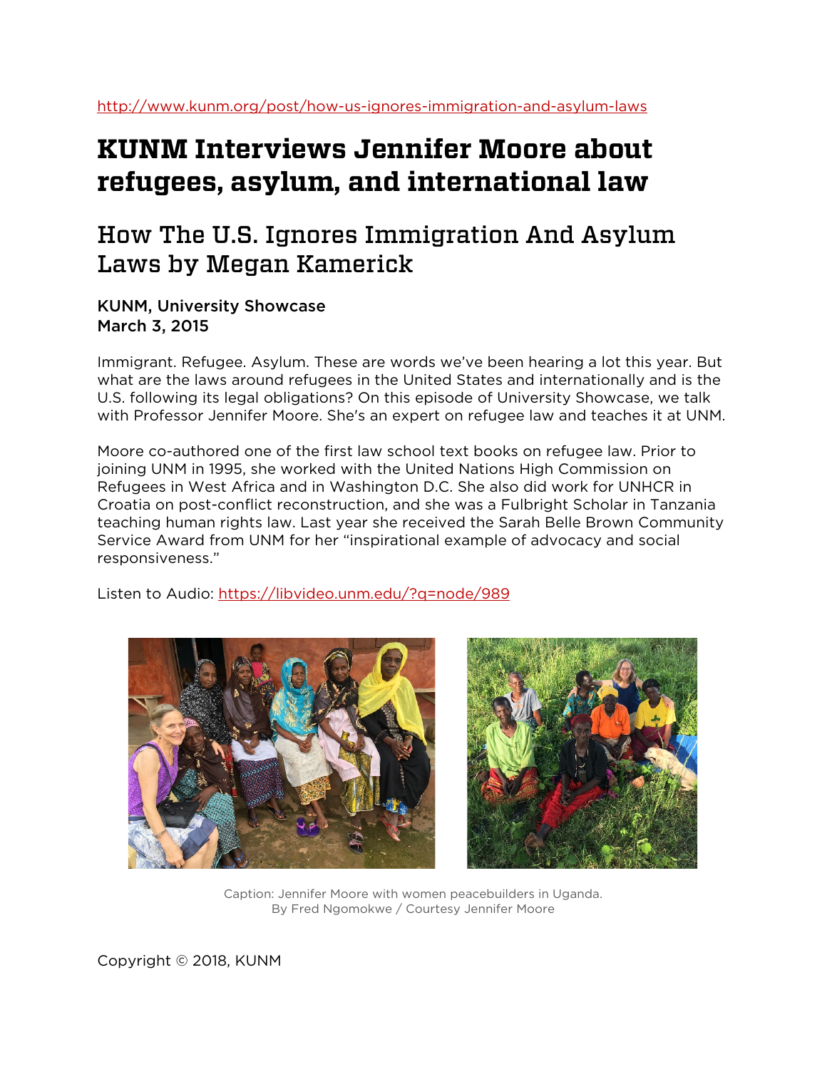http://www.kunm.org/post/how-us-ignores-immigration-and-asylum-laws

# KUNM Interviews Jennifer Moore about refugees, asylum, and international law

## How The U.S. Ignores Immigration And Asylum Laws by Megan Kamerick

**KUNM, University Showcase**
**March 3, 2015**

Immigrant. Refugee. Asylum. These are words we've been hearing a lot this year. But what are the laws around refugees in the United States and internationally and is the U.S. following its legal obligations? On this episode of University Showcase, we talk with Professor Jennifer Moore. She's an expert on refugee law and teaches it at UNM.

Moore co-authored one of the first law school text books on refugee law. Prior to joining UNM in 1995, she worked with the United Nations High Commission on Refugees in West Africa and in Washington D.C. She also did work for UNHCR in Croatia on post-conflict reconstruction, and she was a Fulbright Scholar in Tanzania teaching human rights law. Last year she received the Sarah Belle Brown Community Service Award from UNM for her "inspirational example of advocacy and social responsiveness."

Listen to Audio: https://libvideo.unm.edu/?q=node/989

Caption: Jennifer Moore with women peacebuilders in Uganda.
By Fred Ngomokwe / Courtesy Jennifer Moore

Copyright © 2018, KUNM